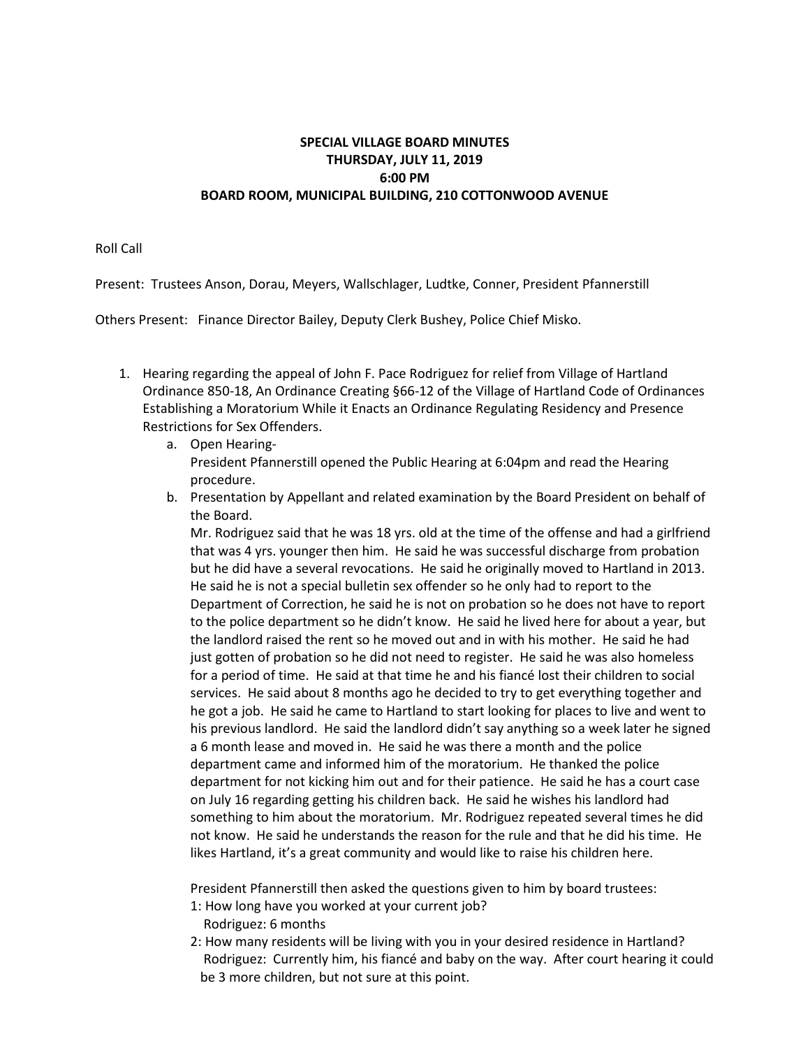**SPECIAL VILLAGE BOARD MINUTES**
**THURSDAY, JULY 11, 2019**
**6:00 PM**
**BOARD ROOM, MUNICIPAL BUILDING, 210 COTTONWOOD AVENUE**

Roll Call

Present: Trustees Anson, Dorau, Meyers, Wallschlager, Ludtke, Conner, President Pfannerstill

Others Present: Finance Director Bailey, Deputy Clerk Bushey, Police Chief Misko.

1. Hearing regarding the appeal of John F. Pace Rodriguez for relief from Village of Hartland Ordinance 850-18, An Ordinance Creating §66-12 of the Village of Hartland Code of Ordinances Establishing a Moratorium While it Enacts an Ordinance Regulating Residency and Presence Restrictions for Sex Offenders.
   a. Open Hearing-
      President Pfannerstill opened the Public Hearing at 6:04pm and read the Hearing procedure.
   b. Presentation by Appellant and related examination by the Board President on behalf of the Board.
      Mr. Rodriguez said that he was 18 yrs. old at the time of the offense and had a girlfriend that was 4 yrs. younger then him. He said he was successful discharge from probation but he did have a several revocations. He said he originally moved to Hartland in 2013. He said he is not a special bulletin sex offender so he only had to report to the Department of Correction, he said he is not on probation so he does not have to report to the police department so he didn't know. He said he lived here for about a year, but the landlord raised the rent so he moved out and in with his mother. He said he had just gotten of probation so he did not need to register. He said he was also homeless for a period of time. He said at that time he and his fiancé lost their children to social services. He said about 8 months ago he decided to try to get everything together and he got a job. He said he came to Hartland to start looking for places to live and went to his previous landlord. He said the landlord didn't say anything so a week later he signed a 6 month lease and moved in. He said he was there a month and the police department came and informed him of the moratorium. He thanked the police department for not kicking him out and for their patience. He said he has a court case on July 16 regarding getting his children back. He said he wishes his landlord had something to him about the moratorium. Mr. Rodriguez repeated several times he did not know. He said he understands the reason for the rule and that he did his time. He likes Hartland, it's a great community and would like to raise his children here.

      President Pfannerstill then asked the questions given to him by board trustees:
      1: How long have you worked at your current job?
         Rodriguez: 6 months
      2: How many residents will be living with you in your desired residence in Hartland?
         Rodriguez: Currently him, his fiancé and baby on the way. After court hearing it could be 3 more children, but not sure at this point.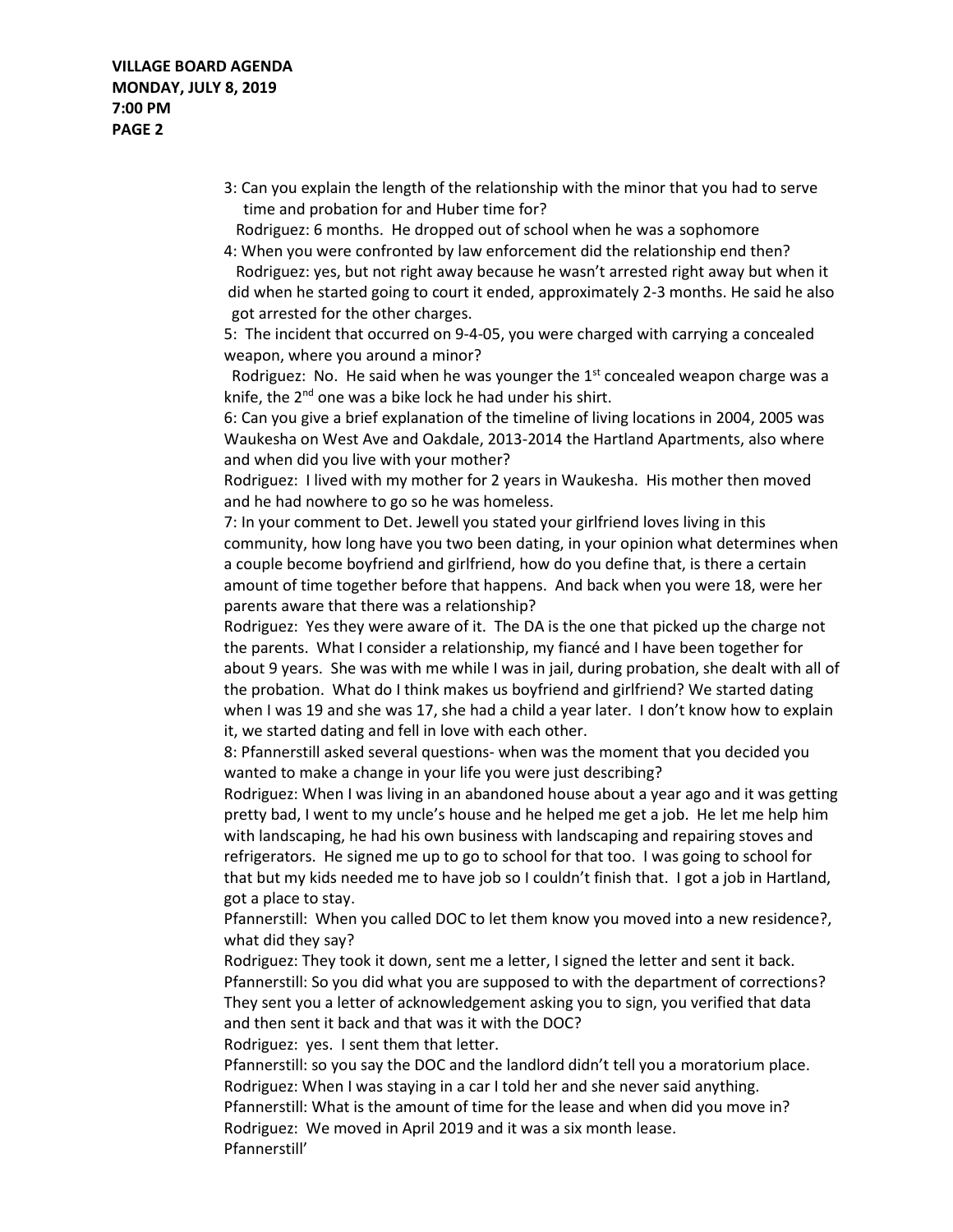3: Can you explain the length of the relationship with the minor that you had to serve time and probation for and Huber time for?

Rodriguez: 6 months. He dropped out of school when he was a sophomore

4: When you were confronted by law enforcement did the relationship end then?

Rodriguez: yes, but not right away because he wasn't arrested right away but when it did when he started going to court it ended, approximately 2-3 months. He said he also got arrested for the other charges.

5: The incident that occurred on 9-4-05, you were charged with carrying a concealed weapon, where you around a minor?

Rodriguez: No. He said when he was younger the 1st concealed weapon charge was a knife, the 2nd one was a bike lock he had under his shirt.

6: Can you give a brief explanation of the timeline of living locations in 2004, 2005 was Waukesha on West Ave and Oakdale, 2013-2014 the Hartland Apartments, also where and when did you live with your mother?

Rodriguez: I lived with my mother for 2 years in Waukesha. His mother then moved and he had nowhere to go so he was homeless.

7: In your comment to Det. Jewell you stated your girlfriend loves living in this community, how long have you two been dating, in your opinion what determines when a couple become boyfriend and girlfriend, how do you define that, is there a certain amount of time together before that happens. And back when you were 18, were her parents aware that there was a relationship?

Rodriguez: Yes they were aware of it. The DA is the one that picked up the charge not the parents. What I consider a relationship, my fiancé and I have been together for about 9 years. She was with me while I was in jail, during probation, she dealt with all of the probation. What do I think makes us boyfriend and girlfriend? We started dating when I was 19 and she was 17, she had a child a year later. I don't know how to explain it, we started dating and fell in love with each other.

8: Pfannerstill asked several questions- when was the moment that you decided you wanted to make a change in your life you were just describing?

Rodriguez: When I was living in an abandoned house about a year ago and it was getting pretty bad, I went to my uncle's house and he helped me get a job. He let me help him with landscaping, he had his own business with landscaping and repairing stoves and refrigerators. He signed me up to go to school for that too. I was going to school for that but my kids needed me to have job so I couldn't finish that. I got a job in Hartland, got a place to stay.

Pfannerstill: When you called DOC to let them know you moved into a new residence?, what did they say?

Rodriguez: They took it down, sent me a letter, I signed the letter and sent it back.

Pfannerstill: So you did what you are supposed to with the department of corrections? They sent you a letter of acknowledgement asking you to sign, you verified that data and then sent it back and that was it with the DOC?

Rodriguez: yes. I sent them that letter.

Pfannerstill: so you say the DOC and the landlord didn't tell you a moratorium place.

Rodriguez: When I was staying in a car I told her and she never said anything.

Pfannerstill: What is the amount of time for the lease and when did you move in?

Rodriguez: We moved in April 2019 and it was a six month lease.

Pfannerstill'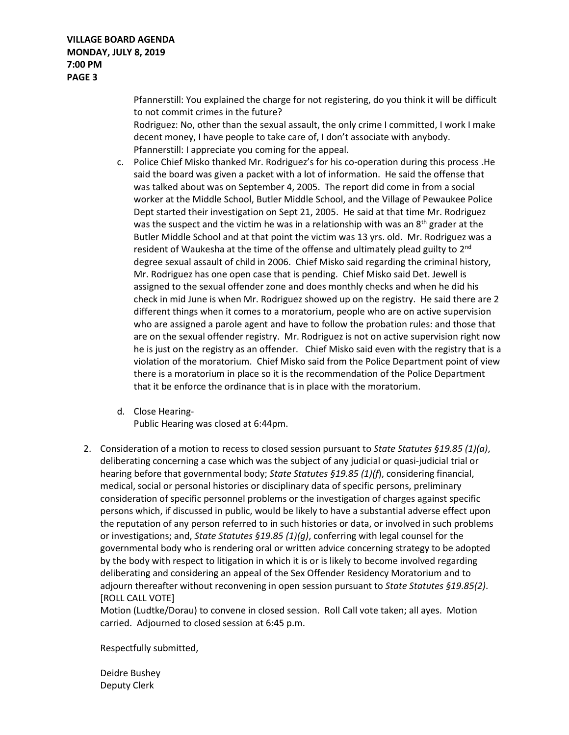Pfannerstill: You explained the charge for not registering, do you think it will be difficult to not commit crimes in the future?

Rodriguez: No, other than the sexual assault, the only crime I committed, I work I make decent money, I have people to take care of, I don't associate with anybody.

Pfannerstill: I appreciate you coming for the appeal.

c. Police Chief Misko thanked Mr. Rodriguez's for his co-operation during this process .He said the board was given a packet with a lot of information. He said the offense that was talked about was on September 4, 2005. The report did come in from a social worker at the Middle School, Butler Middle School, and the Village of Pewaukee Police Dept started their investigation on Sept 21, 2005. He said at that time Mr. Rodriguez was the suspect and the victim he was in a relationship with was an 8th grader at the Butler Middle School and at that point the victim was 13 yrs. old. Mr. Rodriguez was a resident of Waukesha at the time of the offense and ultimately plead guilty to 2nd degree sexual assault of child in 2006. Chief Misko said regarding the criminal history, Mr. Rodriguez has one open case that is pending. Chief Misko said Det. Jewell is assigned to the sexual offender zone and does monthly checks and when he did his check in mid June is when Mr. Rodriguez showed up on the registry. He said there are 2 different things when it comes to a moratorium, people who are on active supervision who are assigned a parole agent and have to follow the probation rules: and those that are on the sexual offender registry. Mr. Rodriguez is not on active supervision right now he is just on the registry as an offender. Chief Misko said even with the registry that is a violation of the moratorium. Chief Misko said from the Police Department point of view there is a moratorium in place so it is the recommendation of the Police Department that it be enforce the ordinance that is in place with the moratorium.

d. Close Hearing-
   Public Hearing was closed at 6:44pm.

2. Consideration of a motion to recess to closed session pursuant to *State Statutes §19.85 (1)(a)*, deliberating concerning a case which was the subject of any judicial or quasi-judicial trial or hearing before that governmental body; *State Statutes §19.85 (1)(f)*, considering financial, medical, social or personal histories or disciplinary data of specific persons, preliminary consideration of specific personnel problems or the investigation of charges against specific persons which, if discussed in public, would be likely to have a substantial adverse effect upon the reputation of any person referred to in such histories or data, or involved in such problems or investigations; and, *State Statutes §19.85 (1)(g)*, conferring with legal counsel for the governmental body who is rendering oral or written advice concerning strategy to be adopted by the body with respect to litigation in which it is or is likely to become involved regarding deliberating and considering an appeal of the Sex Offender Residency Moratorium and to adjourn thereafter without reconvening in open session pursuant to *State Statutes §19.85(2)*. [ROLL CALL VOTE]

   Motion (Ludtke/Dorau) to convene in closed session. Roll Call vote taken; all ayes. Motion carried. Adjourned to closed session at 6:45 p.m.

Respectfully submitted,

Deidre Bushey
Deputy Clerk